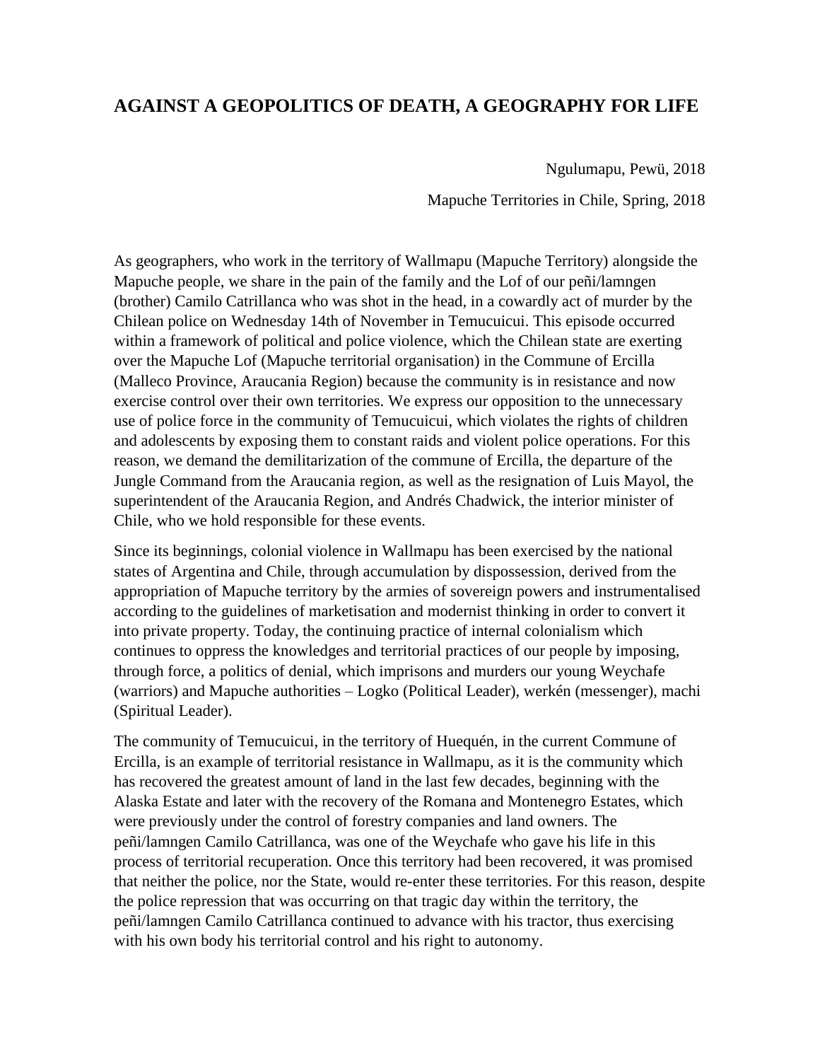# AGAINST A GEOPOLITICS OF DEATH, A GEOGRAPHY FOR LIFE

Ngulumapu, Pewü, 2018

Mapuche Territories in Chile, Spring, 2018

As geographers, who work in the territory of Wallmapu (Mapuche Territory) alongside the Mapuche people, we share in the pain of the family and the Lof of our peñi/lamngen (brother) Camilo Catrillanca who was shot in the head, in a cowardly act of murder by the Chilean police on Wednesday 14th of November in Temucuicui. This episode occurred within a framework of political and police violence, which the Chilean state are exerting over the Mapuche Lof (Mapuche territorial organisation) in the Commune of Ercilla (Malleco Province, Araucania Region) because the community is in resistance and now exercise control over their own territories. We express our opposition to the unnecessary use of police force in the community of Temucuicui, which violates the rights of children and adolescents by exposing them to constant raids and violent police operations. For this reason, we demand the demilitarization of the commune of Ercilla, the departure of the Jungle Command from the Araucania region, as well as the resignation of Luis Mayol, the superintendent of the Araucania Region, and Andrés Chadwick, the interior minister of Chile, who we hold responsible for these events.

Since its beginnings, colonial violence in Wallmapu has been exercised by the national states of Argentina and Chile, through accumulation by dispossession, derived from the appropriation of Mapuche territory by the armies of sovereign powers and instrumentalised according to the guidelines of marketisation and modernist thinking in order to convert it into private property. Today, the continuing practice of internal colonialism which continues to oppress the knowledges and territorial practices of our people by imposing, through force, a politics of denial, which imprisons and murders our young Weychafe (warriors) and Mapuche authorities – Logko (Political Leader), werkén (messenger), machi (Spiritual Leader).

The community of Temucuicui, in the territory of Huequén, in the current Commune of Ercilla, is an example of territorial resistance in Wallmapu, as it is the community which has recovered the greatest amount of land in the last few decades, beginning with the Alaska Estate and later with the recovery of the Romana and Montenegro Estates, which were previously under the control of forestry companies and land owners. The peñi/lamngen Camilo Catrillanca, was one of the Weychafe who gave his life in this process of territorial recuperation. Once this territory had been recovered, it was promised that neither the police, nor the State, would re-enter these territories. For this reason, despite the police repression that was occurring on that tragic day within the territory, the peñi/lamngen Camilo Catrillanca continued to advance with his tractor, thus exercising with his own body his territorial control and his right to autonomy.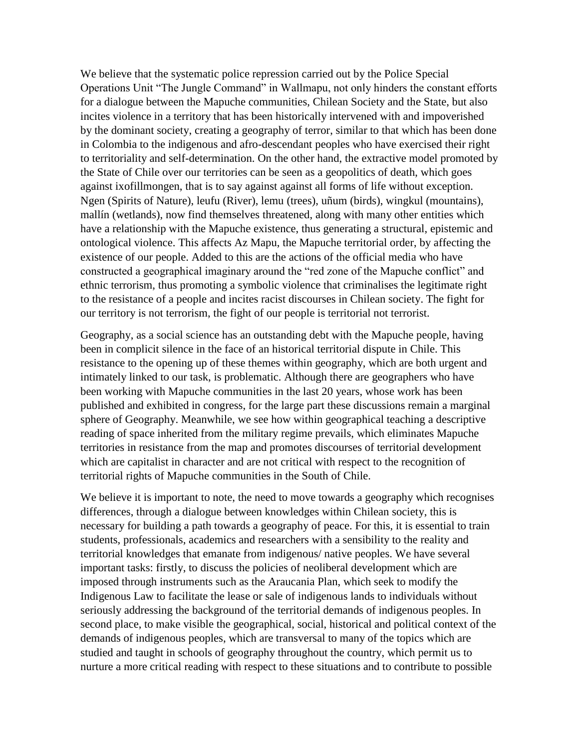We believe that the systematic police repression carried out by the Police Special Operations Unit "The Jungle Command" in Wallmapu, not only hinders the constant efforts for a dialogue between the Mapuche communities, Chilean Society and the State, but also incites violence in a territory that has been historically intervened with and impoverished by the dominant society, creating a geography of terror, similar to that which has been done in Colombia to the indigenous and afro-descendant peoples who have exercised their right to territoriality and self-determination. On the other hand, the extractive model promoted by the State of Chile over our territories can be seen as a geopolitics of death, which goes against ixofillmongen, that is to say against against all forms of life without exception. Ngen (Spirits of Nature), leufu (River), lemu (trees), uñum (birds), wingkul (mountains), mallín (wetlands), now find themselves threatened, along with many other entities which have a relationship with the Mapuche existence, thus generating a structural, epistemic and ontological violence. This affects Az Mapu, the Mapuche territorial order, by affecting the existence of our people. Added to this are the actions of the official media who have constructed a geographical imaginary around the "red zone of the Mapuche conflict" and ethnic terrorism, thus promoting a symbolic violence that criminalises the legitimate right to the resistance of a people and incites racist discourses in Chilean society. The fight for our territory is not terrorism, the fight of our people is territorial not terrorist.

Geography, as a social science has an outstanding debt with the Mapuche people, having been in complicit silence in the face of an historical territorial dispute in Chile. This resistance to the opening up of these themes within geography, which are both urgent and intimately linked to our task, is problematic. Although there are geographers who have been working with Mapuche communities in the last 20 years, whose work has been published and exhibited in congress, for the large part these discussions remain a marginal sphere of Geography. Meanwhile, we see how within geographical teaching a descriptive reading of space inherited from the military regime prevails, which eliminates Mapuche territories in resistance from the map and promotes discourses of territorial development which are capitalist in character and are not critical with respect to the recognition of territorial rights of Mapuche communities in the South of Chile.

We believe it is important to note, the need to move towards a geography which recognises differences, through a dialogue between knowledges within Chilean society, this is necessary for building a path towards a geography of peace. For this, it is essential to train students, professionals, academics and researchers with a sensibility to the reality and territorial knowledges that emanate from indigenous/ native peoples. We have several important tasks: firstly, to discuss the policies of neoliberal development which are imposed through instruments such as the Araucania Plan, which seek to modify the Indigenous Law to facilitate the lease or sale of indigenous lands to individuals without seriously addressing the background of the territorial demands of indigenous peoples. In second place, to make visible the geographical, social, historical and political context of the demands of indigenous peoples, which are transversal to many of the topics which are studied and taught in schools of geography throughout the country, which permit us to nurture a more critical reading with respect to these situations and to contribute to possible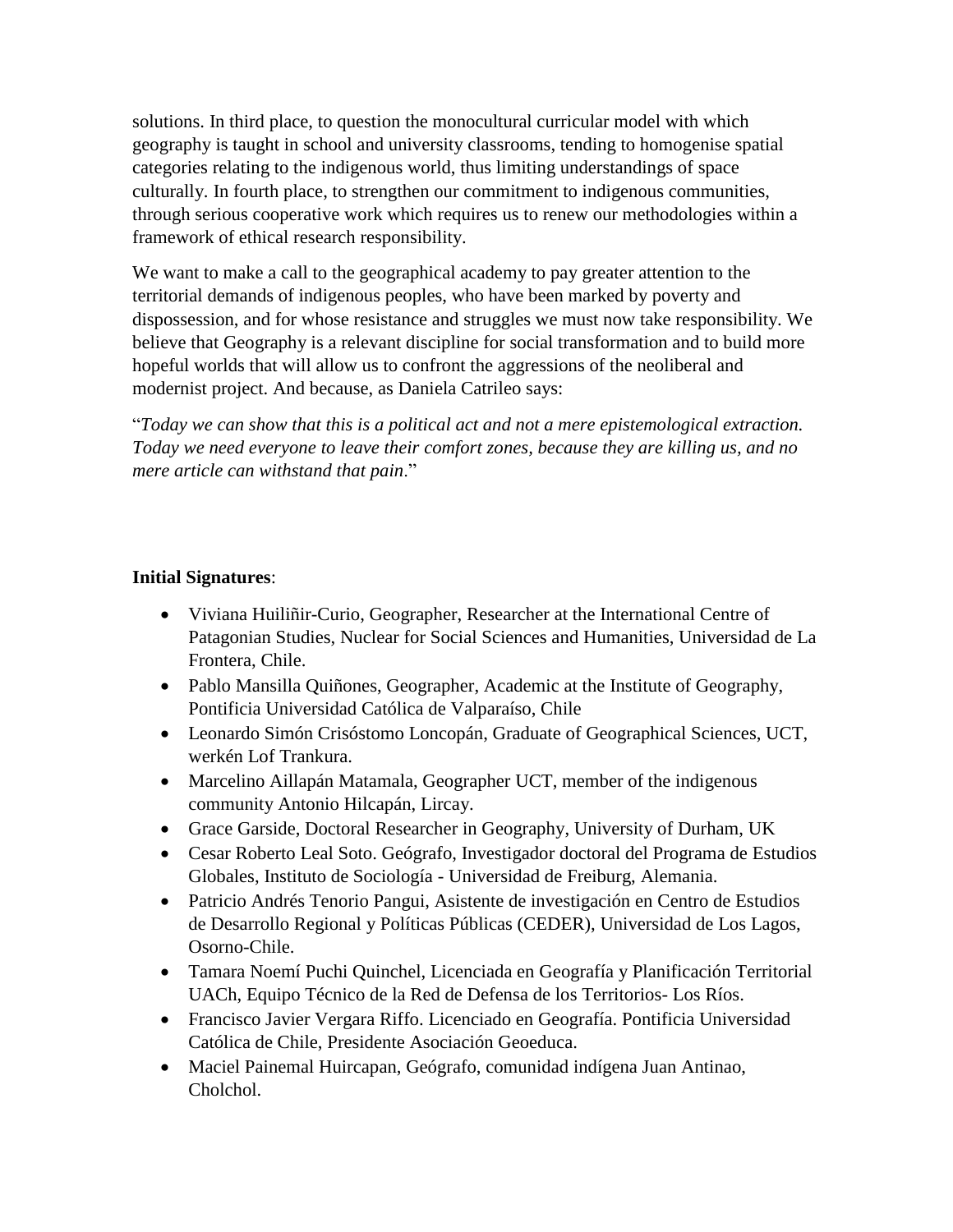solutions. In third place, to question the monocultural curricular model with which geography is taught in school and university classrooms, tending to homogenise spatial categories relating to the indigenous world, thus limiting understandings of space culturally. In fourth place, to strengthen our commitment to indigenous communities, through serious cooperative work which requires us to renew our methodologies within a framework of ethical research responsibility.

We want to make a call to the geographical academy to pay greater attention to the territorial demands of indigenous peoples, who have been marked by poverty and dispossession, and for whose resistance and struggles we must now take responsibility. We believe that Geography is a relevant discipline for social transformation and to build more hopeful worlds that will allow us to confront the aggressions of the neoliberal and modernist project. And because, as Daniela Catrileo says:

"*Today we can show that this is a political act and not a mere epistemological extraction. Today we need everyone to leave their comfort zones, because they are killing us, and no mere article can withstand that pain*."

**Initial Signatures**:

- Viviana Huiliñir-Curio, Geographer, Researcher at the International Centre of Patagonian Studies, Nuclear for Social Sciences and Humanities, Universidad de La Frontera, Chile.
- Pablo Mansilla Quiñones, Geographer, Academic at the Institute of Geography, Pontificia Universidad Católica de Valparaíso, Chile
- Leonardo Simón Crisóstomo Loncopán, Graduate of Geographical Sciences, UCT, werkén Lof Trankura.
- Marcelino Aillapán Matamala, Geographer UCT, member of the indigenous community Antonio Hilcapán, Lircay.
- Grace Garside, Doctoral Researcher in Geography, University of Durham, UK
- Cesar Roberto Leal Soto. Geógrafo, Investigador doctoral del Programa de Estudios Globales, Instituto de Sociología - Universidad de Freiburg, Alemania.
- Patricio Andrés Tenorio Pangui, Asistente de investigación en Centro de Estudios de Desarrollo Regional y Políticas Públicas (CEDER), Universidad de Los Lagos, Osorno-Chile.
- Tamara Noemí Puchi Quinchel, Licenciada en Geografía y Planificación Territorial UACh, Equipo Técnico de la Red de Defensa de los Territorios- Los Ríos.
- Francisco Javier Vergara Riffo. Licenciado en Geografía. Pontificia Universidad Católica de Chile, Presidente Asociación Geoeduca.
- Maciel Painemal Huircapan, Geógrafo, comunidad indígena Juan Antinao, Cholchol.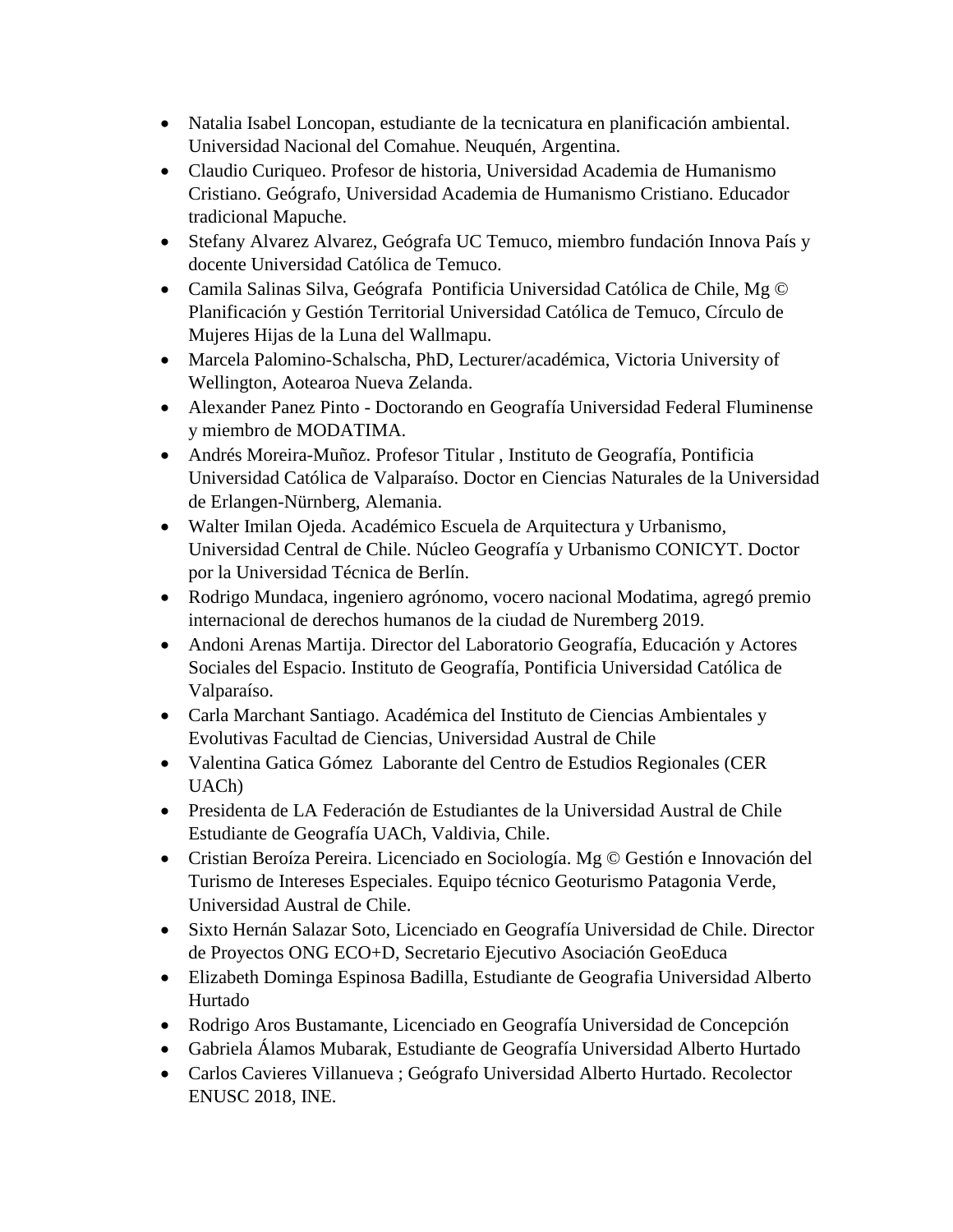- Natalia Isabel Loncopan, estudiante de la tecnicatura en planificación ambiental. Universidad Nacional del Comahue. Neuquén, Argentina.
- Claudio Curiqueo. Profesor de historia, Universidad Academia de Humanismo Cristiano. Geógrafo, Universidad Academia de Humanismo Cristiano. Educador tradicional Mapuche.
- Stefany Alvarez Alvarez, Geógrafa UC Temuco, miembro fundación Innova País y docente Universidad Católica de Temuco.
- Camila Salinas Silva, Geógrafa Pontificia Universidad Católica de Chile, Mg © Planificación y Gestión Territorial Universidad Católica de Temuco, Círculo de Mujeres Hijas de la Luna del Wallmapu.
- Marcela Palomino-Schalscha, PhD, Lecturer/académica, Victoria University of Wellington, Aotearoa Nueva Zelanda.
- Alexander Panez Pinto - Doctorando en Geografía Universidad Federal Fluminense y miembro de MODATIMA.
- Andrés Moreira-Muñoz. Profesor Titular , Instituto de Geografía, Pontificia Universidad Católica de Valparaíso. Doctor en Ciencias Naturales de la Universidad de Erlangen-Nürnberg, Alemania.
- Walter Imilan Ojeda. Académico Escuela de Arquitectura y Urbanismo, Universidad Central de Chile. Núcleo Geografía y Urbanismo CONICYT. Doctor por la Universidad Técnica de Berlín.
- Rodrigo Mundaca, ingeniero agrónomo, vocero nacional Modatima, agregó premio internacional de derechos humanos de la ciudad de Nuremberg 2019.
- Andoni Arenas Martija. Director del Laboratorio Geografía, Educación y Actores Sociales del Espacio. Instituto de Geografía, Pontificia Universidad Católica de Valparaíso.
- Carla Marchant Santiago. Académica del Instituto de Ciencias Ambientales y Evolutivas Facultad de Ciencias, Universidad Austral de Chile
- Valentina Gatica Gómez Laborante del Centro de Estudios Regionales (CER UACh)
- Presidenta de LA Federación de Estudiantes de la Universidad Austral de Chile Estudiante de Geografía UACh, Valdivia, Chile.
- Cristian Beroíza Pereira. Licenciado en Sociología. Mg © Gestión e Innovación del Turismo de Intereses Especiales. Equipo técnico Geoturismo Patagonia Verde, Universidad Austral de Chile.
- Sixto Hernán Salazar Soto, Licenciado en Geografía Universidad de Chile. Director de Proyectos ONG ECO+D, Secretario Ejecutivo Asociación GeoEduca
- Elizabeth Dominga Espinosa Badilla, Estudiante de Geografia Universidad Alberto Hurtado
- Rodrigo Aros Bustamante, Licenciado en Geografía Universidad de Concepción
- Gabriela Álamos Mubarak, Estudiante de Geografía Universidad Alberto Hurtado
- Carlos Cavieres Villanueva ; Geógrafo Universidad Alberto Hurtado. Recolector ENUSC 2018, INE.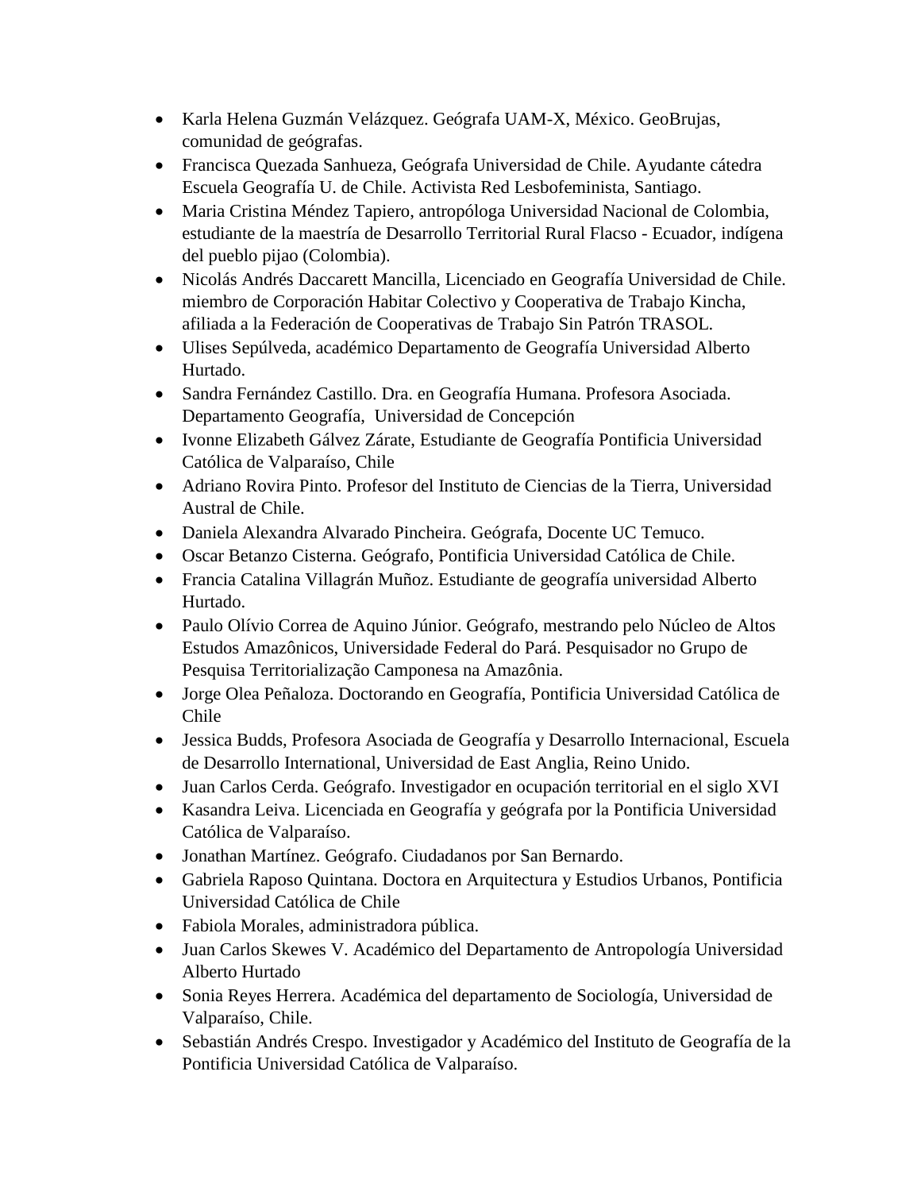- Karla Helena Guzmán Velázquez. Geógrafa UAM-X, México. GeoBrujas, comunidad de geógrafas.
- Francisca Quezada Sanhueza, Geógrafa Universidad de Chile. Ayudante cátedra Escuela Geografía U. de Chile. Activista Red Lesbofeminista, Santiago.
- Maria Cristina Méndez Tapiero, antropóloga Universidad Nacional de Colombia, estudiante de la maestría de Desarrollo Territorial Rural Flacso - Ecuador, indígena del pueblo pijao (Colombia).
- Nicolás Andrés Daccarett Mancilla, Licenciado en Geografía Universidad de Chile. miembro de Corporación Habitar Colectivo y Cooperativa de Trabajo Kincha, afiliada a la Federación de Cooperativas de Trabajo Sin Patrón TRASOL.
- Ulises Sepúlveda, académico Departamento de Geografía Universidad Alberto Hurtado.
- Sandra Fernández Castillo. Dra. en Geografía Humana. Profesora Asociada. Departamento Geografía, Universidad de Concepción
- Ivonne Elizabeth Gálvez Zárate, Estudiante de Geografía Pontificia Universidad Católica de Valparaíso, Chile
- Adriano Rovira Pinto. Profesor del Instituto de Ciencias de la Tierra, Universidad Austral de Chile.
- Daniela Alexandra Alvarado Pincheira. Geógrafa, Docente UC Temuco.
- Oscar Betanzo Cisterna. Geógrafo, Pontificia Universidad Católica de Chile.
- Francia Catalina Villagrán Muñoz. Estudiante de geografía universidad Alberto Hurtado.
- Paulo Olívio Correa de Aquino Júnior. Geógrafo, mestrando pelo Núcleo de Altos Estudos Amazônicos, Universidade Federal do Pará. Pesquisador no Grupo de Pesquisa Territorialização Camponesa na Amazônia.
- Jorge Olea Peñaloza. Doctorando en Geografía, Pontificia Universidad Católica de Chile
- Jessica Budds, Profesora Asociada de Geografía y Desarrollo Internacional, Escuela de Desarrollo International, Universidad de East Anglia, Reino Unido.
- Juan Carlos Cerda. Geógrafo. Investigador en ocupación territorial en el siglo XVI
- Kasandra Leiva. Licenciada en Geografía y geógrafa por la Pontificia Universidad Católica de Valparaíso.
- Jonathan Martínez. Geógrafo. Ciudadanos por San Bernardo.
- Gabriela Raposo Quintana. Doctora en Arquitectura y Estudios Urbanos, Pontificia Universidad Católica de Chile
- Fabiola Morales, administradora pública.
- Juan Carlos Skewes V. Académico del Departamento de Antropología Universidad Alberto Hurtado
- Sonia Reyes Herrera. Académica del departamento de Sociología, Universidad de Valparaíso, Chile.
- Sebastián Andrés Crespo. Investigador y Académico del Instituto de Geografía de la Pontificia Universidad Católica de Valparaíso.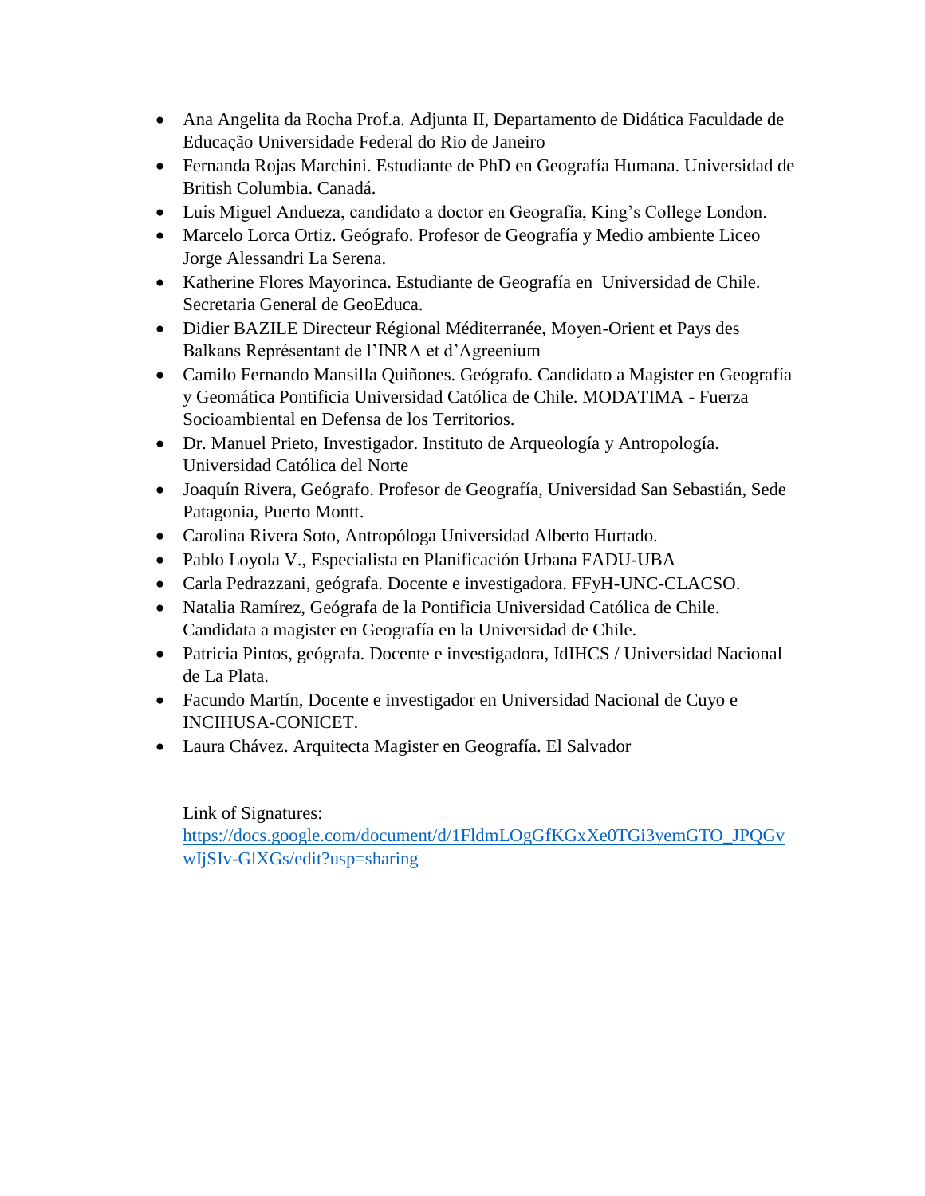- Ana Angelita da Rocha Prof.a. Adjunta II, Departamento de Didática Faculdade de Educação Universidade Federal do Rio de Janeiro
- Fernanda Rojas Marchini. Estudiante de PhD en Geografía Humana. Universidad de British Columbia. Canadá.
- Luis Miguel Andueza, candidato a doctor en Geografía, King's College London.
- Marcelo Lorca Ortiz. Geógrafo. Profesor de Geografía y Medio ambiente Liceo Jorge Alessandri La Serena.
- Katherine Flores Mayorinca. Estudiante de Geografía en Universidad de Chile. Secretaria General de GeoEduca.
- Didier BAZILE Directeur Régional Méditerranée, Moyen-Orient et Pays des Balkans Représentant de l'INRA et d'Agreenium
- Camilo Fernando Mansilla Quiñones. Geógrafo. Candidato a Magister en Geografía y Geomática Pontificia Universidad Católica de Chile. MODATIMA - Fuerza Socioambiental en Defensa de los Territorios.
- Dr. Manuel Prieto, Investigador. Instituto de Arqueología y Antropología. Universidad Católica del Norte
- Joaquín Rivera, Geógrafo. Profesor de Geografía, Universidad San Sebastián, Sede Patagonia, Puerto Montt.
- Carolina Rivera Soto, Antropóloga Universidad Alberto Hurtado.
- Pablo Loyola V., Especialista en Planificación Urbana FADU-UBA
- Carla Pedrazzani, geógrafa. Docente e investigadora. FFyH-UNC-CLACSO.
- Natalia Ramírez, Geógrafa de la Pontificia Universidad Católica de Chile. Candidata a magister en Geografía en la Universidad de Chile.
- Patricia Pintos, geógrafa. Docente e investigadora, IdIHCS / Universidad Nacional de La Plata.
- Facundo Martín, Docente e investigador en Universidad Nacional de Cuyo e INCIHUSA-CONICET.
- Laura Chávez. Arquitecta Magister en Geografía. El Salvador

Link of Signatures:
https://docs.google.com/document/d/1FldmLOgGfKGxXe0TGi3yemGTO_JPQGvwIjSIv-GlXGs/edit?usp=sharing